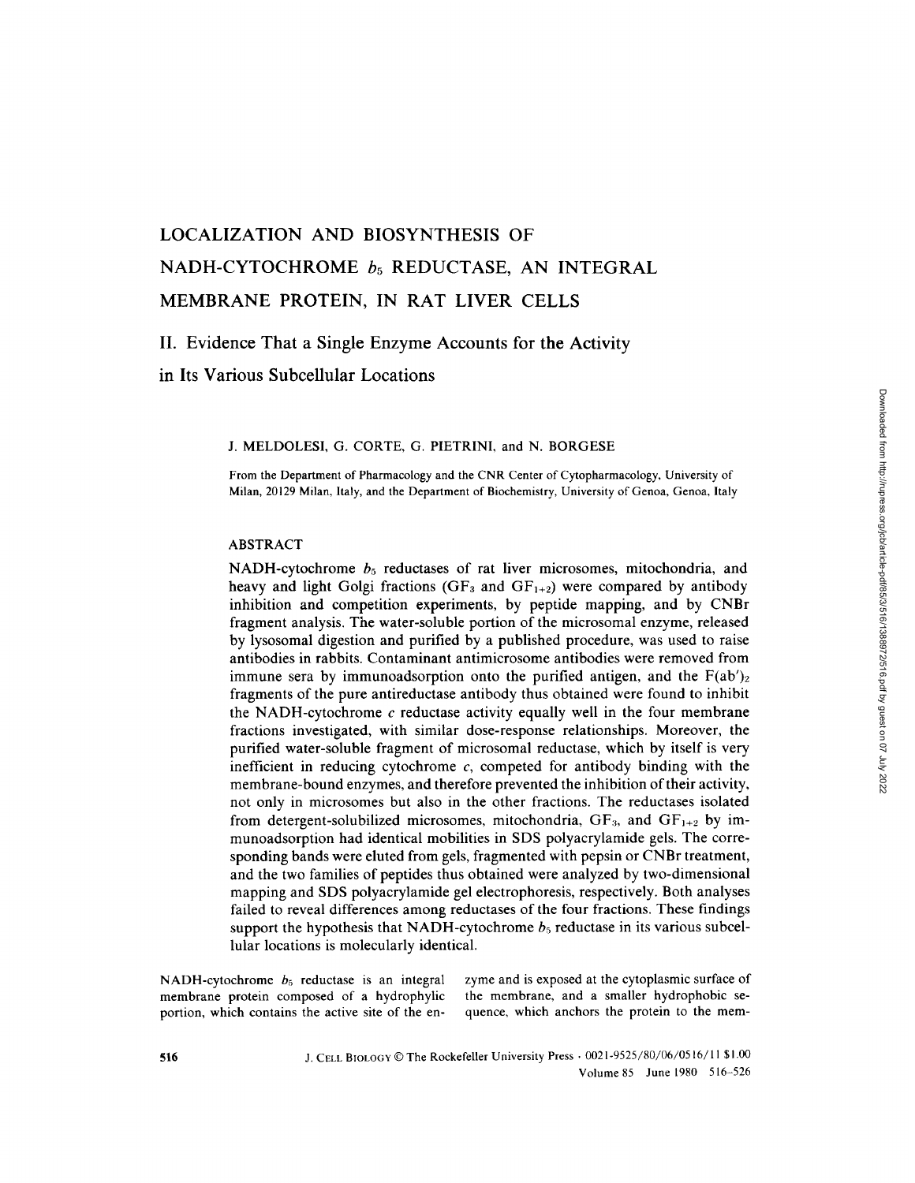# LOCALIZATION AND BIOSYNTHESIS OF NADH-CYTOCHROME $b_5$ REDUCTASE, AN INTEGRAL MEMBRANE PROTEIN, IN RAT LIVER CELLS

## II. Evidence That a Single Enzyme Accounts for the Activity in Its Various Subcellular Locations

J. MELDOLESI, G. CORTE, G. PIETRINI, and N. BORGESE

From the Department of Pharmacology and the CNR Center of Cytopharmacology, University of Milan, 20129 Milan, Italy, and the Department of Biochemistry, University of Genoa, Genoa, Italy

### ABSTRACT

NADH-cytochrome $b_5$ reductases of rat liver microsomes, mitochondria, and heavy and light Golgi fractions ($GF_3$ and $GF_{1+2}$) were compared by antibody inhibition and competition experiments, by peptide mapping, and by CNBr fragment analysis. The water-soluble portion of the microsomal enzyme, released by lysosomal digestion and purified by a published procedure, was used to raise antibodies in rabbits. Contaminant antimicrosome antibodies were removed from immune sera by immunoadsorption onto the purified antigen, and the $F(ab')_2$ fragments of the pure antireductase antibody thus obtained were found to inhibit the NADH-cytochrome *c* reductase activity equally well in the four membrane fractions investigated, with similar dose-response relationships. Moreover, the purified water-soluble fragment of microsomal reductase, which by itself is very inefficient in reducing cytochrome *c*, competed for antibody binding with the membrane-bound enzymes, and therefore prevented the inhibition of their activity, not only in microsomes but also in the other fractions. The reductases isolated from detergent-solubilized microsomes, mitochondria, $GF_3$, and $GF_{1+2}$ by immunoadsorption had identical mobilities in SDS polyacrylamide gels. The corresponding bands were eluted from gels, fragmented with pepsin or CNBr treatment, and the two families of peptides thus obtained were analyzed by two-dimensional mapping and SDS polyacrylamide gel electrophoresis, respectively. Both analyses failed to reveal differences among reductases of the four fractions. These findings support the hypothesis that NADH-cytochrome $b_5$ reductase in its various subcellular locations is molecularly identical.

NADH-cytochrome $b_5$ reductase is an integral membrane protein composed of a hydrophylic portion, which contains the active site of the enzyme and is exposed at the cytoplasmic surface of the membrane, and a smaller hydrophobic sequence, which anchors the protein to the mem-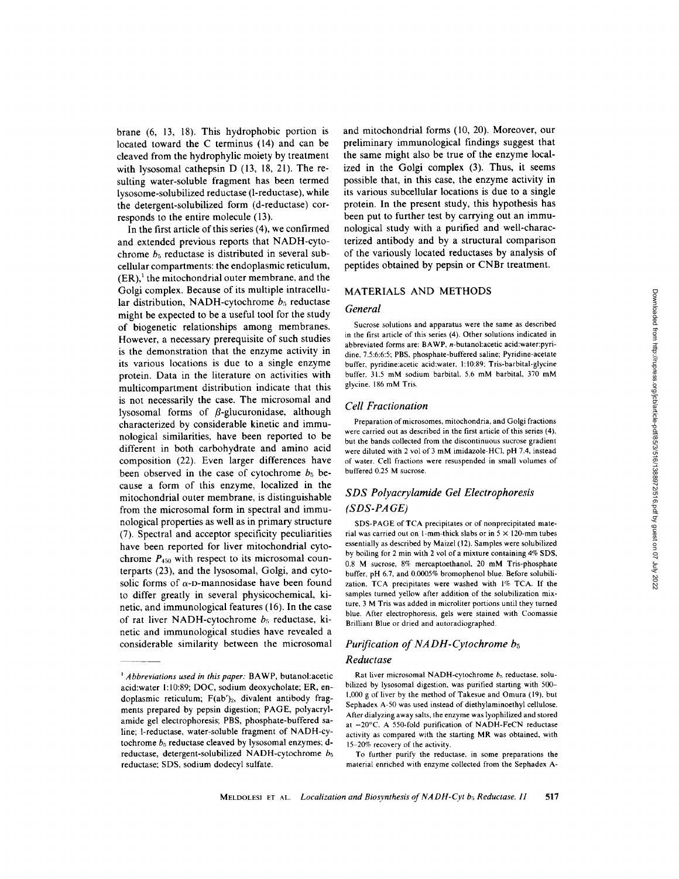brane (6, 13, 18). This hydrophobic portion is located toward the C terminus (14) and can be cleaved from the hydrophylic moiety by treatment with lysosomal cathepsin D (13, 18, 21). The resulting water-soluble fragment has been termed lysosome-solubilized reductase (l-reductase), while the detergent-solubilized form (d-reductase) corresponds to the entire molecule (13).

In the first article of this series (4), we confirmed and extended previous reports that NADH-cytochrome $b_5$ reductase is distributed in several subcellular compartments: the endoplasmic reticulum, (ER),[1] the mitochondrial outer membrane, and the Golgi complex. Because of its multiple intracellular distribution, NADH-cytochrome $b_5$ reductase might be expected to be a useful tool for the study of biogenetic relationships among membranes. However, a necessary prerequisite of such studies is the demonstration that the enzyme activity in its various locations is due to a single enzyme protein. Data in the literature on activities with multicompartment distribution indicate that this is not necessarily the case. The microsomal and lysosomal forms of β-glucuronidase, although characterized by considerable kinetic and immunological similarities, have been reported to be different in both carbohydrate and amino acid composition (22). Even larger differences have been observed in the case of cytochrome $b_5$ because a form of this enzyme, localized in the mitochondrial outer membrane, is distinguishable from the microsomal form in spectral and immunological properties as well as in primary structure (7). Spectral and acceptor specificity peculiarities have been reported for liver mitochondrial cytochrome $P_{450}$ with respect to its microsomal counterparts (23), and the lysosomal, Golgi, and cytosolic forms of α-D-mannosidase have been found to differ greatly in several physicochemical, kinetic, and immunological features (16). In the case of rat liver NADH-cytochrome $b_5$ reductase, kinetic and immunological studies have revealed a considerable similarity between the microsomal and mitochondrial forms (10, 20). Moreover, our preliminary immunological findings suggest that the same might also be true of the enzyme localized in the Golgi complex (3). Thus, it seems possible that, in this case, the enzyme activity in its various subcellular locations is due to a single protein. In the present study, this hypothesis has been put to further test by carrying out an immunological study with a purified and well-characterized antibody and by a structural comparison of the variously located reductases by analysis of peptides obtained by pepsin or CNBr treatment.

[1] *Abbreviations used in this paper:* BAWP, butanol:acetic acid:water 1:10:89; DOC, sodium deoxycholate; ER, endoplasmic reticulum; $F(ab')_2$, divalent antibody fragments prepared by pepsin digestion; PAGE, polyacrylamide gel electrophoresis; PBS, phosphate-buffered saline; l-reductase, water-soluble fragment of NADH-cytochrome $b_5$ reductase cleaved by lysosomal enzymes; d-reductase, detergent-solubilized NADH-cytochrome $b_5$ reductase; SDS, sodium dodecyl sulfate.

## MATERIALS AND METHODS

### General

Sucrose solutions and apparatus were the same as described in the first article of this series (4). Other solutions indicated in abbreviated forms are: BAWP, *n*-butanol:acetic acid:water:pyridine, 7.5:6:6:5; PBS, phosphate-buffered saline; Pyridine-acetate buffer, pyridine:acetic acid:water, 1:10:89; Tris-barbital-glycine buffer, 31.5 mM sodium barbital, 5.6 mM barbital, 370 mM glycine, 186 mM Tris.

### Cell Fractionation

Preparation of microsomes, mitochondria, and Golgi fractions were carried out as described in the first article of this series (4), but the bands collected from the discontinuous sucrose gradient were diluted with 2 vol of 3 mM imidazole-HCl, pH 7.4, instead of water. Cell fractions were resuspended in small volumes of buffered 0.25 M sucrose.

### SDS Polyacrylamide Gel Electrophoresis (SDS-PAGE)

SDS-PAGE of TCA precipitates or of nonprecipitated material was carried out on 1-mm-thick slabs or in 5 × 120-mm tubes essentially as described by Maizel (12). Samples were solubilized by boiling for 2 min with 2 vol of a mixture containing 4% SDS, 0.8 M sucrose, 8% mercaptoethanol, 20 mM Tris-phosphate buffer, pH 6.7, and 0.0005% bromophenol blue. Before solubilization, TCA precipitates were washed with 1% TCA. If the samples turned yellow after addition of the solubilization mixture, 3 M Tris was added in microliter portions until they turned blue. After electrophoresis, gels were stained with Coomassie Brilliant Blue or dried and autoradiographed.

### Purification of NADH-Cytochrome $b_5$ Reductase

Rat liver microsomal NADH-cytochrome $b_5$ reductase, solubilized by lysosomal digestion, was purified starting with 500–1,000 g of liver by the method of Takesue and Omura (19), but Sephadex A-50 was used instead of diethylaminoethyl cellulose. After dialyzing away salts, the enzyme was lyophilized and stored at −20°C. A 550-fold purification of NADH-FeCN reductase activity as compared with the starting MR was obtained, with 15–20% recovery of the activity.

To further purify the reductase, in some preparations the material enriched with enzyme collected from the Sephadex A-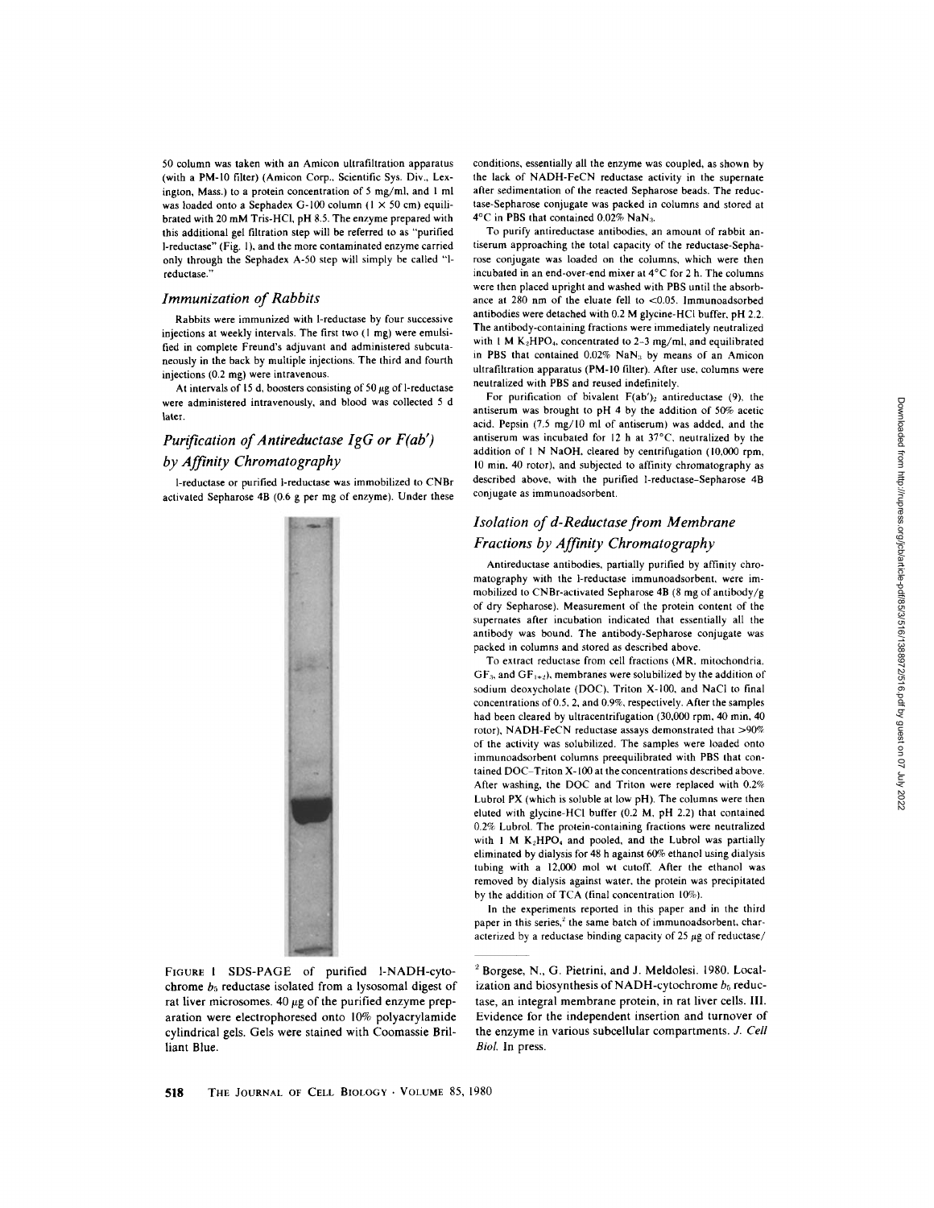50 column was taken with an Amicon ultrafiltration apparatus (with a PM-10 filter) (Amicon Corp., Scientific Sys. Div., Lexington, Mass.) to a protein concentration of 5 mg/ml, and 1 ml was loaded onto a Sephadex G-100 column (1 × 50 cm) equilibrated with 20 mM Tris-HCl, pH 8.5. The enzyme prepared with this additional gel filtration step will be referred to as "purified l-reductase" (Fig. 1), and the more contaminated enzyme carried only through the Sephadex A-50 step will simply be called "l-reductase."

### *Immunization of Rabbits*

Rabbits were immunized with l-reductase by four successive injections at weekly intervals. The first two (1 mg) were emulsified in complete Freund's adjuvant and administered subcutaneously in the back by multiple injections. The third and fourth injections (0.2 mg) were intravenous.

At intervals of 15 d, boosters consisting of 50 μg of l-reductase were administered intravenously, and blood was collected 5 d later.

### *Purification of Antireductase IgG or F(ab') by Affinity Chromatography*

l-reductase or purified l-reductase was immobilized to CNBr activated Sepharose 4B (0.6 g per mg of enzyme). Under these conditions, essentially all the enzyme was coupled, as shown by the lack of NADH-FeCN reductase activity in the supernate after sedimentation of the reacted Sepharose beads. The reductase-Sepharose conjugate was packed in columns and stored at 4°C in PBS that contained 0.02% $NaN_3$.

To purify antireductase antibodies, an amount of rabbit antiserum approaching the total capacity of the reductase-Sepharose conjugate was loaded on the columns, which were then incubated in an end-over-end mixer at 4°C for 2 h. The columns were then placed upright and washed with PBS until the absorbance at 280 nm of the eluate fell to <0.05. Immunoadsorbed antibodies were detached with 0.2 M glycine-HCl buffer, pH 2.2. The antibody-containing fractions were immediately neutralized with 1 M $K_2HPO_4$, concentrated to 2–3 mg/ml, and equilibrated in PBS that contained 0.02% $NaN_3$ by means of an Amicon ultrafiltration apparatus (PM-10 filter). After use, columns were neutralized with PBS and reused indefinitely.

For purification of bivalent $F(ab')_2$ antireductase (9), the antiserum was brought to pH 4 by the addition of 50% acetic acid. Pepsin (7.5 mg/10 ml of antiserum) was added, and the antiserum was incubated for 12 h at 37°C, neutralized by the addition of 1 N NaOH, cleared by centrifugation (10,000 rpm, 10 min, 40 rotor), and subjected to affinity chromatography as described above, with the purified l-reductase–Sepharose 4B conjugate as immunoadsorbent.

### *Isolation of d-Reductase from Membrane Fractions by Affinity Chromatography*

Antireductase antibodies, partially purified by affinity chromatography with the l-reductase immunoadsorbent, were immobilized to CNBr-activated Sepharose 4B (8 mg of antibody/g of dry Sepharose). Measurement of the protein content of the supernates after incubation indicated that essentially all the antibody was bound. The antibody-Sepharose conjugate was packed in columns and stored as described above.

To extract reductase from cell fractions (MR, mitochondria, $GF_3$, and $GF_{1+2}$), membranes were solubilized by the addition of sodium deoxycholate (DOC), Triton X-100, and NaCl to final concentrations of 0.5, 2, and 0.9%, respectively. After the samples had been cleared by ultracentrifugation (30,000 rpm, 40 min, 40 rotor), NADH-FeCN reductase assays demonstrated that >90% of the activity was solubilized. The samples were loaded onto immunoadsorbent columns preequilibrated with PBS that contained DOC–Triton X-100 at the concentrations described above. After washing, the DOC and Triton were replaced with 0.2% Lubrol PX (which is soluble at low pH). The columns were then eluted with glycine-HCl buffer (0.2 M, pH 2.2) that contained 0.2% Lubrol. The protein-containing fractions were neutralized with 1 M $K_2HPO_4$ and pooled, and the Lubrol was partially eliminated by dialysis for 48 h against 60% ethanol using dialysis tubing with a 12,000 mol wt cutoff. After the ethanol was removed by dialysis against water, the protein was precipitated by the addition of TCA (final concentration 10%).

In the experiments reported in this paper and in the third paper in this series,[2] the same batch of immunoadsorbent, characterized by a reductase binding capacity of 25 μg of reductase/

FIGURE 1 SDS-PAGE of purified l-NADH-cytochrome $b_5$ reductase isolated from a lysosomal digest of rat liver microsomes. 40 μg of the purified enzyme preparation were electrophoresed onto 10% polyacrylamide cylindrical gels. Gels were stained with Coomassie Brilliant Blue.

[2] Borgese, N., G. Pietrini, and J. Meldolesi. 1980. Localization and biosynthesis of NADH-cytochrome $b_5$ reductase, an integral membrane protein, in rat liver cells. III. Evidence for the independent insertion and turnover of the enzyme in various subcellular compartments. *J. Cell Biol.* In press.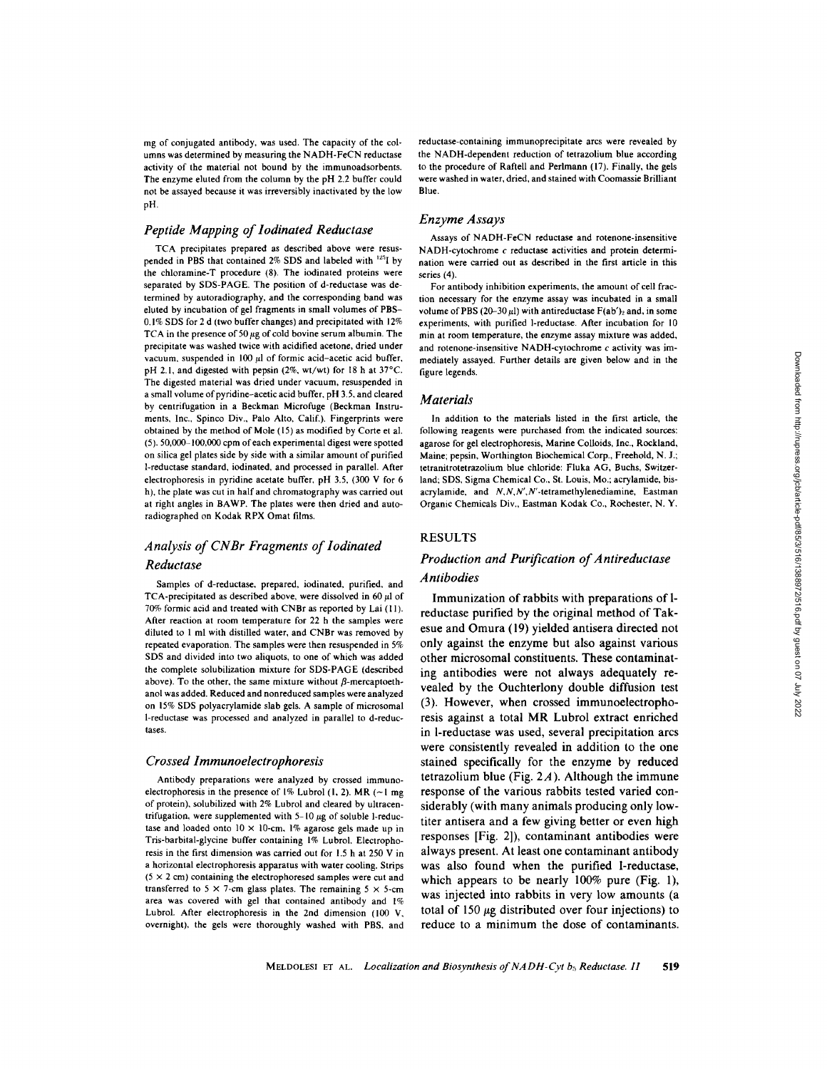mg of conjugated antibody, was used. The capacity of the columns was determined by measuring the NADH-FeCN reductase activity of the material not bound by the immunoadsorbents. The enzyme eluted from the column by the pH 2.2 buffer could not be assayed because it was irreversibly inactivated by the low pH.

### *Peptide Mapping of Iodinated Reductase*

TCA precipitates prepared as described above were resuspended in PBS that contained 2% SDS and labeled with $^{125}I$ by the chloramine-T procedure (8). The iodinated proteins were separated by SDS-PAGE. The position of d-reductase was determined by autoradiography, and the corresponding band was eluted by incubation of gel fragments in small volumes of PBS–0.1% SDS for 2 d (two buffer changes) and precipitated with 12% TCA in the presence of 50 μg of cold bovine serum albumin. The precipitate was washed twice with acidified acetone, dried under vacuum, suspended in 100 μl of formic acid–acetic acid buffer, pH 2.1, and digested with pepsin (2%, wt/wt) for 18 h at 37°C. The digested material was dried under vacuum, resuspended in a small volume of pyridine–acetic acid buffer, pH 3.5, and cleared by centrifugation in a Beckman Microfuge (Beckman Instruments, Inc., Spinco Div., Palo Alto, Calif.). Fingerprints were obtained by the method of Mole (15) as modified by Corte et al. (5). 50,000–100,000 cpm of each experimental digest were spotted on silica gel plates side by side with a similar amount of purified l-reductase standard, iodinated, and processed in parallel. After electrophoresis in pyridine acetate buffer, pH 3.5, (300 V for 6 h), the plate was cut in half and chromatography was carried out at right angles in BAWP. The plates were then dried and autoradiographed on Kodak RPX Omat films.

### *Analysis of CNBr Fragments of Iodinated Reductase*

Samples of d-reductase, prepared, iodinated, purified, and TCA-precipitated as described above, were dissolved in 60 μl of 70% formic acid and treated with CNBr as reported by Lai (11). After reaction at room temperature for 22 h the samples were diluted to 1 ml with distilled water, and CNBr was removed by repeated evaporation. The samples were then resuspended in 5% SDS and divided into two aliquots, to one of which was added the complete solubilization mixture for SDS-PAGE (described above). To the other, the same mixture without β-mercaptoethanol was added. Reduced and nonreduced samples were analyzed on 15% SDS polyacrylamide slab gels. A sample of microsomal l-reductase was processed and analyzed in parallel to d-reductases.

### *Crossed Immunoelectrophoresis*

Antibody preparations were analyzed by crossed immunoelectrophoresis in the presence of 1% Lubrol (1, 2). MR (~1 mg of protein), solubilized with 2% Lubrol and cleared by ultracentrifugation, were supplemented with 5–10 μg of soluble l-reductase and loaded onto 10 × 10-cm, 1% agarose gels made up in Tris-barbital-glycine buffer containing 1% Lubrol. Electrophoresis in the first dimension was carried out for 1.5 h at 250 V in a horizontal electrophoresis apparatus with water cooling. Strips (5 × 2 cm) containing the electrophoresed samples were cut and transferred to 5 × 7-cm glass plates. The remaining 5 × 5-cm area was covered with gel that contained antibody and 1% Lubrol. After electrophoresis in the 2nd dimension (100 V, overnight), the gels were thoroughly washed with PBS, and reductase-containing immunoprecipitate arcs were revealed by the NADH-dependent reduction of tetrazolium blue according to the procedure of Raftell and Perlmann (17). Finally, the gels were washed in water, dried, and stained with Coomassie Brilliant Blue.

### *Enzyme Assays*

Assays of NADH-FeCN reductase and rotenone-insensitive NADH-cytochrome *c* reductase activities and protein determination were carried out as described in the first article in this series (4).

For antibody inhibition experiments, the amount of cell fraction necessary for the enzyme assay was incubated in a small volume of PBS (20–30 μl) with antireductase $F(ab')_2$ and, in some experiments, with purified l-reductase. After incubation for 10 min at room temperature, the enzyme assay mixture was added, and rotenone-insensitive NADH-cytochrome *c* activity was immediately assayed. Further details are given below and in the figure legends.

### *Materials*

In addition to the materials listed in the first article, the following reagents were purchased from the indicated sources: agarose for gel electrophoresis, Marine Colloids, Inc., Rockland, Maine; pepsin, Worthington Biochemical Corp., Freehold, N. J.; tetranitrotetrazolium blue chloride: Fluka AG, Buchs, Switzerland; SDS, Sigma Chemical Co., St. Louis, Mo.; acrylamide, bisacrylamide, and *N,N,N',N'*-tetramethylenediamine, Eastman Organic Chemicals Div., Eastman Kodak Co., Rochester, N. Y.

## RESULTS

### *Production and Purification of Antireductase Antibodies*

Immunization of rabbits with preparations of l-reductase purified by the original method of Takesue and Omura (19) yielded antisera directed not only against the enzyme but also against various other microsomal constituents. These contaminating antibodies were not always adequately revealed by the Ouchterlony double diffusion test (3). However, when crossed immunoelectrophoresis against a total MR Lubrol extract enriched in l-reductase was used, several precipitation arcs were consistently revealed in addition to the one stained specifically for the enzyme by reduced tetrazolium blue (Fig. 2*A*). Although the immune response of the various rabbits tested varied considerably (with many animals producing only low-titer antisera and a few giving better or even high responses [Fig. 2]), contaminant antibodies were always present. At least one contaminant antibody was also found when the purified l-reductase, which appears to be nearly 100% pure (Fig. 1), was injected into rabbits in very low amounts (a total of 150 μg distributed over four injections) to reduce to a minimum the dose of contaminants.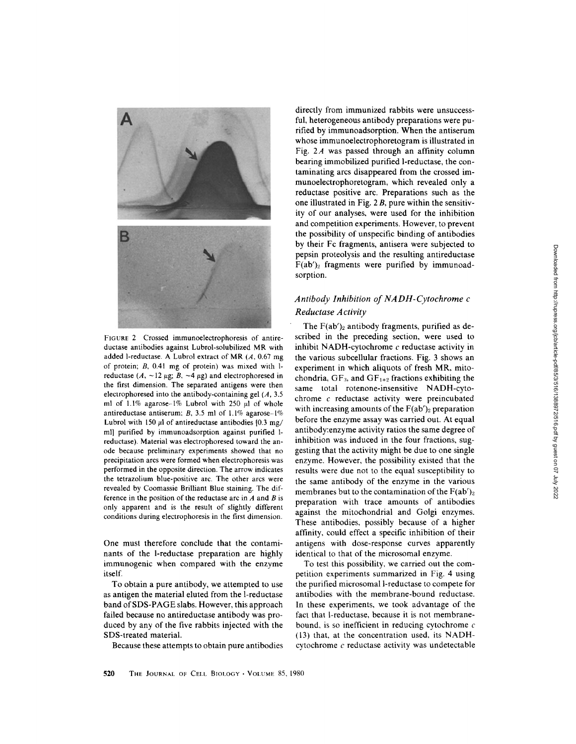A

B

FIGURE 2 Crossed immunoelectrophoresis of antireductase antibodies against Lubrol-solubilized MR with added l-reductase. A Lubrol extract of MR (*A*, 0.67 mg of protein; *B*, 0.41 mg of protein) was mixed with l-reductase (*A*, ~12 μg; *B*, ~4 μg) and electrophoresed in the first dimension. The separated antigens were then electrophoresed into the antibody-containing gel (*A*, 3.5 ml of 1.1% agarose–1% Lubrol with 250 μl of whole antireductase antiserum; *B*, 3.5 ml of 1.1% agarose–1% Lubrol with 150 μl of antireductase antibodies [0.3 mg/ml] purified by immunoadsorption against purified l-reductase). Material was electrophoresed toward the anode because preliminary experiments showed that no precipitation arcs were formed when electrophoresis was performed in the opposite direction. The arrow indicates the tetrazolium blue-positive arc. The other arcs were revealed by Coomassie Brilliant Blue staining. The difference in the position of the reductase arc in *A* and *B* is only apparent and is the result of slightly different conditions during electrophoresis in the first dimension.

One must therefore conclude that the contaminants of the l-reductase preparation are highly immunogenic when compared with the enzyme itself.

To obtain a pure antibody, we attempted to use as antigen the material eluted from the l-reductase band of SDS-PAGE slabs. However, this approach failed because no antireductase antibody was produced by any of the five rabbits injected with the SDS-treated material.

Because these attempts to obtain pure antibodies directly from immunized rabbits were unsuccessful, heterogeneous antibody preparations were purified by immunoadsorption. When the antiserum whose immunoelectrophoretogram is illustrated in Fig. 2*A* was passed through an affinity column bearing immobilized purified l-reductase, the contaminating arcs disappeared from the crossed immunoelectrophoretogram, which revealed only a reductase positive arc. Preparations such as the one illustrated in Fig. 2*B*, pure within the sensitivity of our analyses, were used for the inhibition and competition experiments. However, to prevent the possibility of unspecific binding of antibodies by their Fc fragments, antisera were subjected to pepsin proteolysis and the resulting antireductase $F(ab')_2$ fragments were purified by immunoadsorption.

### *Antibody Inhibition of NADH-Cytochrome c Reductase Activity*

The $F(ab')_2$ antibody fragments, purified as described in the preceding section, were used to inhibit NADH-cytochrome *c* reductase activity in the various subcellular fractions. Fig. 3 shows an experiment in which aliquots of fresh MR, mitochondria, $GF_3$, and $GF_{1+2}$ fractions exhibiting the same total rotenone-insensitive NADH-cytochrome *c* reductase activity were preincubated with increasing amounts of the $F(ab')_2$ preparation before the enzyme assay was carried out. At equal antibody:enzyme activity ratios the same degree of inhibition was induced in the four fractions, suggesting that the activity might be due to one single enzyme. However, the possibility existed that the results were due not to the equal susceptibility to the same antibody of the enzyme in the various membranes but to the contamination of the $F(ab')_2$ preparation with trace amounts of antibodies against the mitochondrial and Golgi enzymes. These antibodies, possibly because of a higher affinity, could effect a specific inhibition of their antigens with dose-response curves apparently identical to that of the microsomal enzyme.

To test this possibility, we carried out the competition experiments summarized in Fig. 4 using the purified microsomal l-reductase to compete for antibodies with the membrane-bound reductase. In these experiments, we took advantage of the fact that l-reductase, because it is not membrane-bound, is so inefficient in reducing cytochrome *c* (13) that, at the concentration used, its NADH-cytochrome *c* reductase activity was undetectable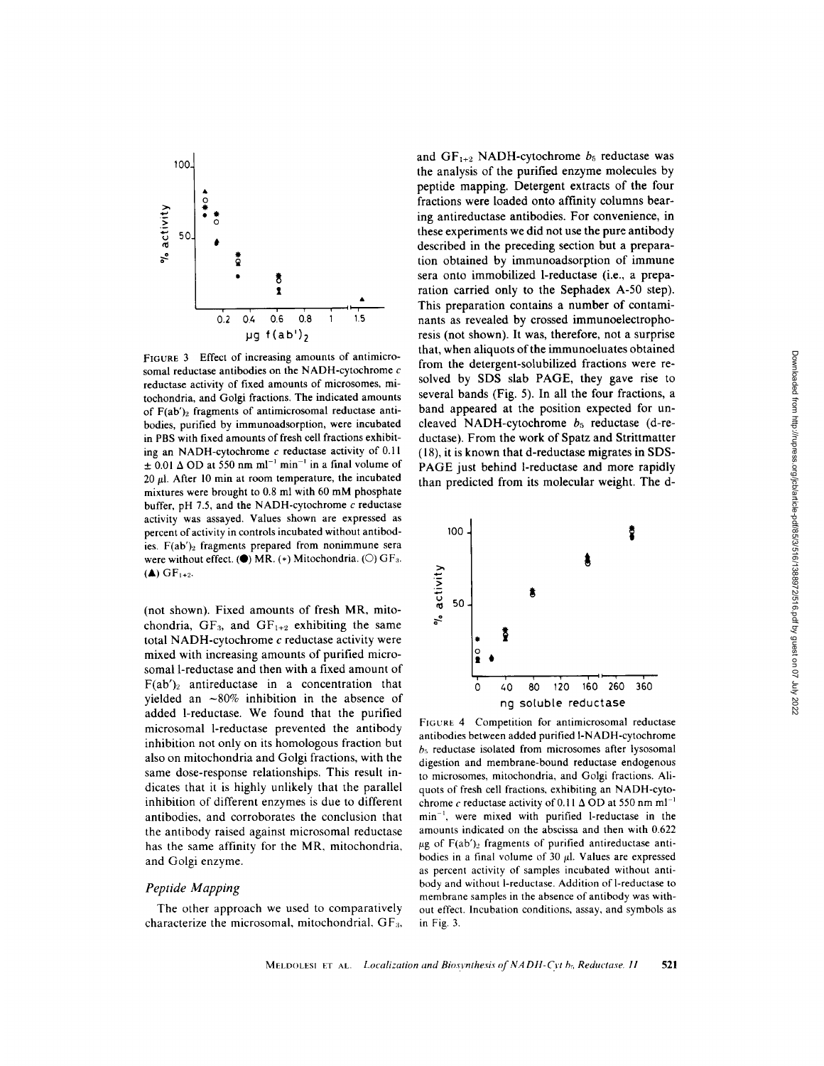100

% activity

50

0.2 0.4 0.6 0.8 1 1.5

μg f(ab')₂

FIGURE 3 Effect of increasing amounts of antimicrosomal reductase antibodies on the NADH-cytochrome $c$ reductase activity of fixed amounts of microsomes, mitochondria, and Golgi fractions. The indicated amounts of $F(ab')_2$ fragments of antimicrosomal reductase antibodies, purified by immunoadsorption, were incubated in PBS with fixed amounts of fresh cell fractions exhibiting an NADH-cytochrome $c$ reductase activity of 0.11 $\pm$ 0.01 $\Delta$ OD at 550 nm $ml^{-1}$ $min^{-1}$ in a final volume of 20 μl. After 10 min at room temperature, the incubated mixtures were brought to 0.8 ml with 60 mM phosphate buffer, pH 7.5, and the NADH-cytochrome $c$ reductase activity was assayed. Values shown are expressed as percent of activity in controls incubated without antibodies. $F(ab')_2$ fragments prepared from nonimmune sera were without effect. (●) MR. (*) Mitochondria. (○) $GF_3$. (▲) $GF_{1+2}$.

(not shown). Fixed amounts of fresh MR, mitochondria, $GF_3$, and $GF_{1+2}$ exhibiting the same total NADH-cytochrome $c$ reductase activity were mixed with increasing amounts of purified microsomal l-reductase and then with a fixed amount of $F(ab')_2$ antireductase in a concentration that yielded an ~80% inhibition in the absence of added l-reductase. We found that the purified microsomal l-reductase prevented the antibody inhibition not only on its homologous fraction but also on mitochondria and Golgi fractions, with the same dose-response relationships. This result indicates that it is highly unlikely that the parallel inhibition of different enzymes is due to different antibodies, and corroborates the conclusion that the antibody raised against microsomal reductase has the same affinity for the MR, mitochondria, and Golgi enzyme.

### *Peptide Mapping*

The other approach we used to comparatively characterize the microsomal, mitochondrial, $GF_3$, and $GF_{1+2}$ NADH-cytochrome $b_5$ reductase was the analysis of the purified enzyme molecules by peptide mapping. Detergent extracts of the four fractions were loaded onto affinity columns bearing antireductase antibodies. For convenience, in these experiments we did not use the pure antibody described in the preceding section but a preparation obtained by immunoadsorption of immune sera onto immobilized l-reductase (i.e., a preparation carried only to the Sephadex A-50 step). This preparation contains a number of contaminants as revealed by crossed immunoelectrophoresis (not shown). It was, therefore, not a surprise that, when aliquots of the immunoeluates obtained from the detergent-solubilized fractions were resolved by SDS slab PAGE, they gave rise to several bands (Fig. 5). In all the four fractions, a band appeared at the position expected for uncleaved NADH-cytochrome $b_5$ reductase (d-reductase). From the work of Spatz and Strittmatter (18), it is known that d-reductase migrates in SDS-PAGE just behind l-reductase and more rapidly than predicted from its molecular weight. The d-

100

% activity

50

0 40 80 120 160 260 360

ng soluble reductase

FIGURE 4 Competition for antimicrosomal reductase antibodies between added purified l-NADH-cytochrome $b_5$ reductase isolated from microsomes after lysosomal digestion and membrane-bound reductase endogenous to microsomes, mitochondria, and Golgi fractions. Aliquots of fresh cell fractions, exhibiting an NADH-cytochrome $c$ reductase activity of 0.11 $\Delta$ OD at 550 nm $ml^{-1}$ $min^{-1}$, were mixed with purified l-reductase in the amounts indicated on the abscissa and then with 0.622 μg of $F(ab')_2$ fragments of purified antireductase antibodies in a final volume of 30 μl. Values are expressed as percent activity of samples incubated without antibody and without l-reductase. Addition of l-reductase to membrane samples in the absence of antibody was without effect. Incubation conditions, assay, and symbols as in Fig. 3.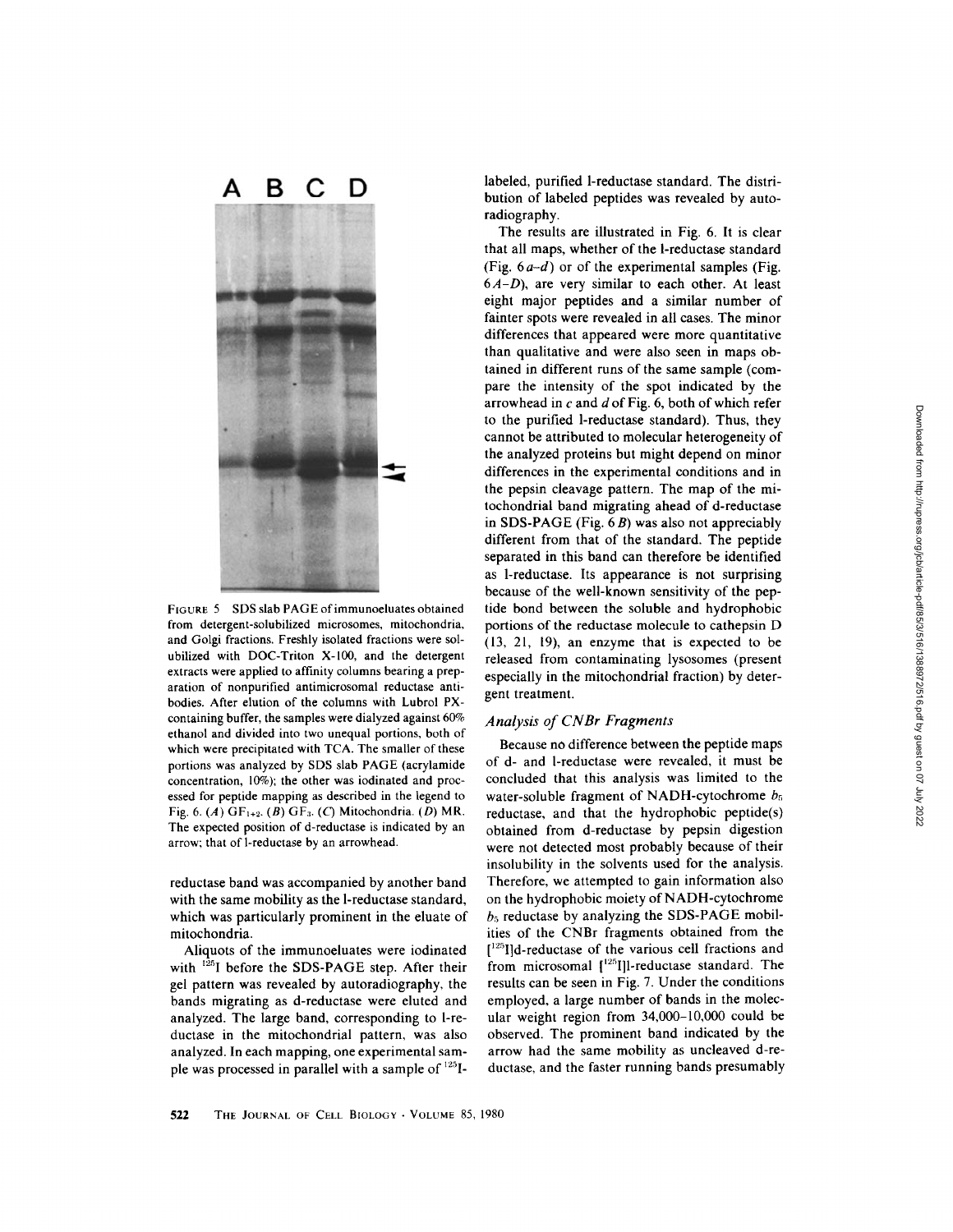A B C D

FIGURE 5 SDS slab PAGE of immunoeluates obtained from detergent-solubilized microsomes, mitochondria, and Golgi fractions. Freshly isolated fractions were solubilized with DOC-Triton X-100, and the detergent extracts were applied to affinity columns bearing a preparation of nonpurified antimicrosomal reductase antibodies. After elution of the columns with Lubrol PX-containing buffer, the samples were dialyzed against 60% ethanol and divided into two unequal portions, both of which were precipitated with TCA. The smaller of these portions was analyzed by SDS slab PAGE (acrylamide concentration, 10%); the other was iodinated and processed for peptide mapping as described in the legend to Fig. 6. (*A*) $GF_{1+2}$. (*B*) $GF_3$. (*C*) Mitochondria. (*D*) MR. The expected position of d-reductase is indicated by an arrow; that of l-reductase by an arrowhead.

reductase band was accompanied by another band with the same mobility as the l-reductase standard, which was particularly prominent in the eluate of mitochondria.

Aliquots of the immunoeluates were iodinated with $^{125}I$ before the SDS-PAGE step. After their gel pattern was revealed by autoradiography, the bands migrating as d-reductase were eluted and analyzed. The large band, corresponding to l-reductase in the mitochondrial pattern, was also analyzed. In each mapping, one experimental sample was processed in parallel with a sample of $^{125}I$-labeled, purified l-reductase standard. The distribution of labeled peptides was revealed by autoradiography.

The results are illustrated in Fig. 6. It is clear that all maps, whether of the l-reductase standard (Fig. 6*a–d*) or of the experimental samples (Fig. 6*A–D*), are very similar to each other. At least eight major peptides and a similar number of fainter spots were revealed in all cases. The minor differences that appeared were more quantitative than qualitative and were also seen in maps obtained in different runs of the same sample (compare the intensity of the spot indicated by the arrowhead in *c* and *d* of Fig. 6, both of which refer to the purified l-reductase standard). Thus, they cannot be attributed to molecular heterogeneity of the analyzed proteins but might depend on minor differences in the experimental conditions and in the pepsin cleavage pattern. The map of the mitochondrial band migrating ahead of d-reductase in SDS-PAGE (Fig. 6*B*) was also not appreciably different from that of the standard. The peptide separated in this band can therefore be identified as l-reductase. Its appearance is not surprising because of the well-known sensitivity of the peptide bond between the soluble and hydrophobic portions of the reductase molecule to cathepsin D (13, 21, 19), an enzyme that is expected to be released from contaminating lysosomes (present especially in the mitochondrial fraction) by detergent treatment.

### *Analysis of CNBr Fragments*

Because no difference between the peptide maps of d- and l-reductase were revealed, it must be concluded that this analysis was limited to the water-soluble fragment of NADH-cytochrome $b_5$ reductase, and that the hydrophobic peptide(s) obtained from d-reductase by pepsin digestion were not detected most probably because of their insolubility in the solvents used for the analysis. Therefore, we attempted to gain information also on the hydrophobic moiety of NADH-cytochrome $b_5$ reductase by analyzing the SDS-PAGE mobilities of the CNBr fragments obtained from the [$^{125}I$]d-reductase of the various cell fractions and from microsomal [$^{125}I$]l-reductase standard. The results can be seen in Fig. 7. Under the conditions employed, a large number of bands in the molecular weight region from 34,000–10,000 could be observed. The prominent band indicated by the arrow had the same mobility as uncleaved d-reductase, and the faster running bands presumably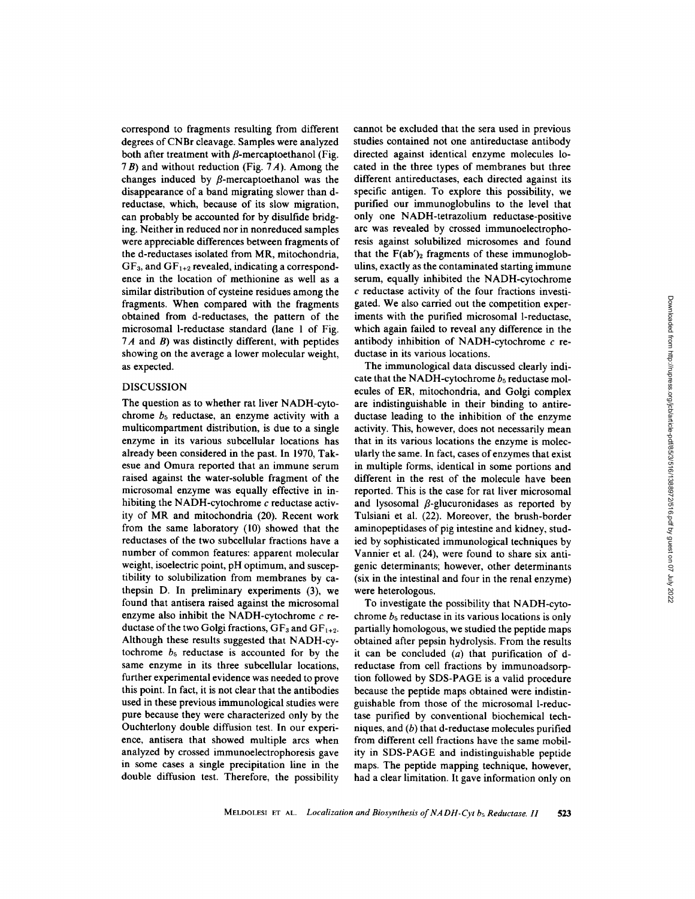correspond to fragments resulting from different degrees of CNBr cleavage. Samples were analyzed both after treatment with β-mercaptoethanol (Fig. 7 *B*) and without reduction (Fig. 7 *A*). Among the changes induced by β-mercaptoethanol was the disappearance of a band migrating slower than d-reductase, which, because of its slow migration, can probably be accounted for by disulfide bridging. Neither in reduced nor in nonreduced samples were appreciable differences between fragments of the d-reductases isolated from MR, mitochondria, $GF_3$, and $GF_{1+2}$ revealed, indicating a correspondence in the location of methionine as well as a similar distribution of cysteine residues among the fragments. When compared with the fragments obtained from d-reductases, the pattern of the microsomal l-reductase standard (lane 1 of Fig. 7 *A* and *B*) was distinctly different, with peptides showing on the average a lower molecular weight, as expected.

## DISCUSSION

The question as to whether rat liver NADH-cytochrome $b_5$ reductase, an enzyme activity with a multicompartment distribution, is due to a single enzyme in its various subcellular locations has already been considered in the past. In 1970, Takesue and Omura reported that an immune serum raised against the water-soluble fragment of the microsomal enzyme was equally effective in inhibiting the NADH-cytochrome *c* reductase activity of MR and mitochondria (20). Recent work from the same laboratory (10) showed that the reductases of the two subcellular fractions have a number of common features: apparent molecular weight, isoelectric point, pH optimum, and susceptibility to solubilization from membranes by cathepsin D. In preliminary experiments (3), we found that antisera raised against the microsomal enzyme also inhibit the NADH-cytochrome *c* reductase of the two Golgi fractions, $GF_3$ and $GF_{1+2}$. Although these results suggested that NADH-cytochrome $b_5$ reductase is accounted for by the same enzyme in its three subcellular locations, further experimental evidence was needed to prove this point. In fact, it is not clear that the antibodies used in these previous immunological studies were pure because they were characterized only by the Ouchterlony double diffusion test. In our experience, antisera that showed multiple arcs when analyzed by crossed immunoelectrophoresis gave in some cases a single precipitation line in the double diffusion test. Therefore, the possibility cannot be excluded that the sera used in previous studies contained not one antireductase antibody directed against identical enzyme molecules located in the three types of membranes but three different antireductases, each directed against its specific antigen. To explore this possibility, we purified our immunoglobulins to the level that only one NADH-tetrazolium reductase-positive arc was revealed by crossed immunoelectrophoresis against solubilized microsomes and found that the $F(ab')_2$ fragments of these immunoglobulins, exactly as the contaminated starting immune serum, equally inhibited the NADH-cytochrome *c* reductase activity of the four fractions investigated. We also carried out the competition experiments with the purified microsomal l-reductase, which again failed to reveal any difference in the antibody inhibition of NADH-cytochrome *c* reductase in its various locations.

The immunological data discussed clearly indicate that the NADH-cytochrome $b_5$ reductase molecules of ER, mitochondria, and Golgi complex are indistinguishable in their binding to antireductase leading to the inhibition of the enzyme activity. This, however, does not necessarily mean that in its various locations the enzyme is molecularly the same. In fact, cases of enzymes that exist in multiple forms, identical in some portions and different in the rest of the molecule have been reported. This is the case for rat liver microsomal and lysosomal β-glucuronidases as reported by Tulsiani et al. (22). Moreover, the brush-border aminopeptidases of pig intestine and kidney, studied by sophisticated immunological techniques by Vannier et al. (24), were found to share six antigenic determinants; however, other determinants (six in the intestinal and four in the renal enzyme) were heterologous.

To investigate the possibility that NADH-cytochrome $b_5$ reductase in its various locations is only partially homologous, we studied the peptide maps obtained after pepsin hydrolysis. From the results it can be concluded (*a*) that purification of d-reductase from cell fractions by immunoadsorption followed by SDS-PAGE is a valid procedure because the peptide maps obtained were indistinguishable from those of the microsomal l-reductase purified by conventional biochemical techniques, and (*b*) that d-reductase molecules purified from different cell fractions have the same mobility in SDS-PAGE and indistinguishable peptide maps. The peptide mapping technique, however, had a clear limitation. It gave information only on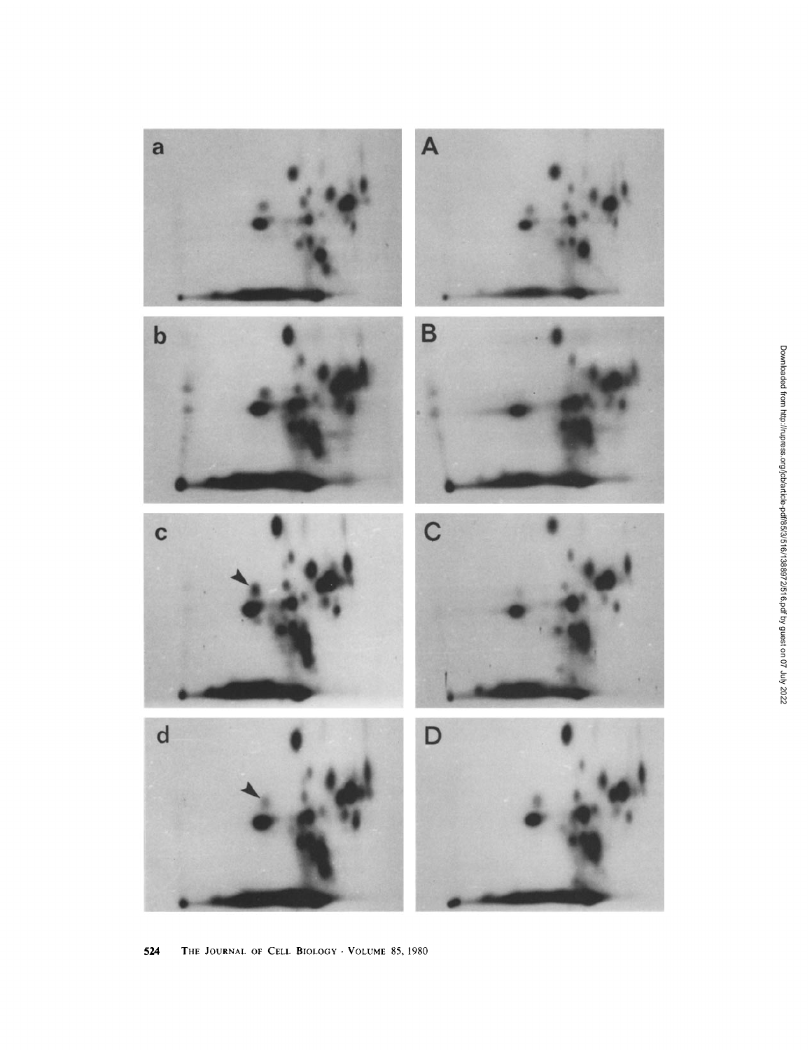a

A

b

B

c

C

d

D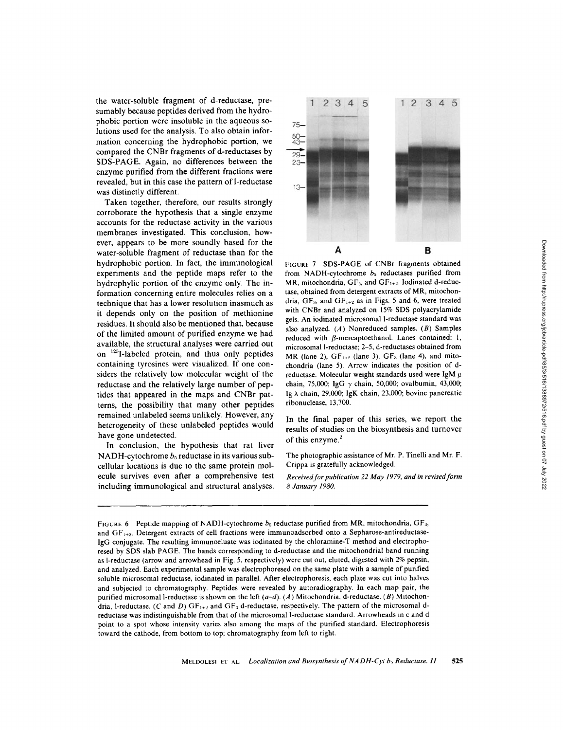the water-soluble fragment of d-reductase, presumably because peptides derived from the hydrophobic portion were insoluble in the aqueous solutions used for the analysis. To also obtain information concerning the hydrophobic portion, we compared the CNBr fragments of d-reductases by SDS-PAGE. Again, no differences between the enzyme purified from the different fractions were revealed, but in this case the pattern of l-reductase was distinctly different.

Taken together, therefore, our results strongly corroborate the hypothesis that a single enzyme accounts for the reductase activity in the various membranes investigated. This conclusion, however, appears to be more soundly based for the water-soluble fragment of reductase than for the hydrophobic portion. In fact, the immunological experiments and the peptide maps refer to the hydrophylic portion of the enzyme only. The information concerning entire molecules relies on a technique that has a lower resolution inasmuch as it depends only on the position of methionine residues. It should also be mentioned that, because of the limited amount of purified enzyme we had available, the structural analyses were carried out on $^{125}$I-labeled protein, and thus only peptides containing tyrosines were visualized. If one considers the relatively low molecular weight of the reductase and the relatively large number of peptides that appeared in the maps and CNBr patterns, the possibility that many other peptides remained unlabeled seems unlikely. However, any heterogeneity of these unlabeled peptides would have gone undetected.

In conclusion, the hypothesis that rat liver NADH-cytochrome $b_5$ reductase in its various subcellular locations is due to the same protein molecule survives even after a comprehensive test including immunological and structural analyses.

FIGURE 7 SDS-PAGE of CNBr fragments obtained from NADH-cytochrome $b_5$ reductases purified from MR, mitochondria, $GF_3$, and $GF_{1+2}$. Iodinated d-reductase, obtained from detergent extracts of MR, mitochondria, $GF_3$, and $GF_{1+2}$ as in Figs. 5 and 6, were treated with CNBr and analyzed on 15% SDS polyacrylamide gels. An iodinated microsomal l-reductase standard was also analyzed. (*A*) Nonreduced samples. (*B*) Samples reduced with β-mercaptoethanol. Lanes contained: 1, microsomal l-reductase; 2–5, d-reductases obtained from MR (lane 2), $GF_{1+2}$ (lane 3), $GF_3$ (lane 4), and mitochondria (lane 5). Arrow indicates the position of d-reductase. Molecular weight standards used were IgM μ chain, 75,000; IgG γ chain, 50,000; ovalbumin, 43,000; Ig λ chain, 29,000; IgK chain, 23,000; bovine pancreatic ribonuclease, 13,700.

In the final paper of this series, we report the results of studies on the biosynthesis and turnover of this enzyme.[2]

The photographic assistance of Mr. P. Tinelli and Mr. F. Crippa is gratefully acknowledged.

*Received for publication 22 May 1979, and in revised form 8 January 1980.*

FIGURE 6 Peptide mapping of NADH-cytochrome $b_5$ reductase purified from MR, mitochondria, $GF_3$, and $GF_{1+2}$. Detergent extracts of cell fractions were immunoadsorbed onto a Sepharose-antireductase-IgG conjugate. The resulting immunoeluate was iodinated by the chloramine-T method and electrophoresed by SDS slab PAGE. The bands corresponding to d-reductase and the mitochondrial band running as l-reductase (arrow and arrowhead in Fig. 5, respectively) were cut out, eluted, digested with 2% pepsin, and analyzed. Each experimental sample was electrophoresed on the same plate with a sample of purified soluble microsomal reductase, iodinated in parallel. After electrophoresis, each plate was cut into halves and subjected to chromatography. Peptides were revealed by autoradiography. In each map pair, the purified microsomal l-reductase is shown on the left (*a–d*). (*A*) Mitochondria, d-reductase. (*B*) Mitochondria, l-reductase. (*C* and *D*) $GF_{1+2}$ and $GF_3$ d-reductase, respectively. The pattern of the microsomal d-reductase was indistinguishable from that of the microsomal l-reductase standard. Arrowheads in c and d point to a spot whose intensity varies also among the maps of the purified standard. Electrophoresis toward the cathode, from bottom to top; chromatography from left to right.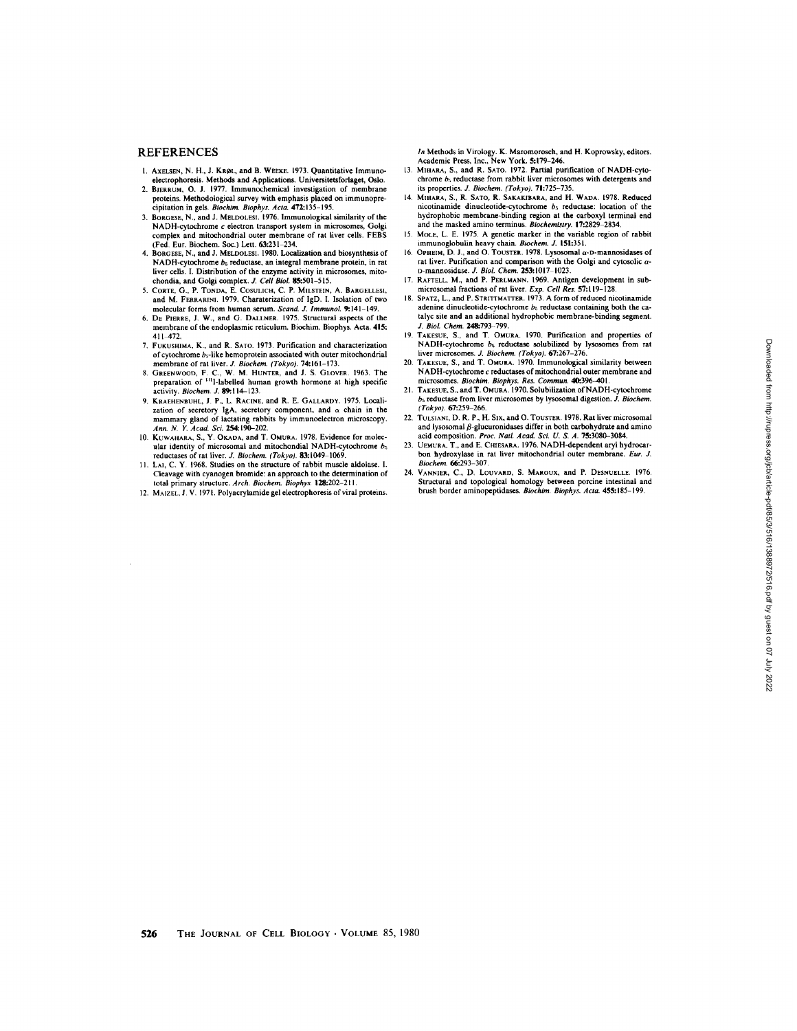## REFERENCES

1. AXELSEN, N. H., J. KRØL, and B. WEEKE. 1973. Quantitative Immunoelectrophoresis. Methods and Applications. Universitetsforlaget, Oslo.
2. BJERRUM, O. J. 1977. Immunochemical investigation of membrane proteins. Methodological survey with emphasis placed on immunoprecipitation in gels. *Biochim. Biophys. Acta.* **472:**135–195.
3. BORGESE, N., and J. MELDOLESI. 1976. Immunological similarity of the NADH-cytochrome *c* electron transport system in microsomes, Golgi complex and mitochondrial outer membrane of rat liver cells. FEBS (Fed. Eur. Biochem. Soc.) Lett. **63:**231–234.
4. BORGESE, N., and J. MELDOLESI. 1980. Localization and biosynthesis of NADH-cytochrome $b_5$ reductase, an integral membrane protein, in rat liver cells. I. Distribution of the enzyme activity in microsomes, mitochondria, and Golgi complex. *J. Cell Biol.* **85:**501–515.
5. CORTE, G., P. TONDA, E. COSULICH, C. P. MILSTEIN, A. BARGELLESI, and M. FERRARINI. 1979. Charaterization of IgD. I. Isolation of two molecular forms from human serum. *Scand. J. Immunol.* **9:**141–149.
6. DE PIERRE, J. W., and G. DALLNER. 1975. Structural aspects of the membrane of the endoplasmic reticulum. Biochim. Biophys. Acta. **415:** 411–472.
7. FUKUSHIMA, K., and R. SATO. 1973. Purification and characterization of cytochrome $b_5$-like hemoprotein associated with outer mitochondrial membrane of rat liver. *J. Biochem. (Tokyo).* **74:**161–173.
8. GREENWOOD, F. C., W. M. HUNTER, and J. S. GLOVER. 1963. The preparation of $^{131}$I-labelled human growth hormone at high specific activity. *Biochem. J.* **89:**114–123.
9. KRAEHENBUHL, J. P., L. RACINE, and R. E. GALLARDY. 1975. Localization of secretory IgA, secretory component, and α chain in the mammary gland of lactating rabbits by immunoelectron microscopy. *Ann. N. Y. Acad. Sci.* **254:**190–202.
10. KUWAHARA, S., Y. OKADA, and T. OMURA. 1978. Evidence for molecular identity of microsomal and mitochondial NADH-cytochrome $b_5$ reductases of rat liver. *J. Biochem. (Tokyo).* **83:**1049–1069.
11. LAI, C. Y. 1968. Studies on the structure of rabbit muscle aldolase. I. Cleavage with cyanogen bromide: an approach to the determination of total primary structure. *Arch. Biochem. Biophys.* **128:**202–211.
12. MAIZEL, J. V. 1971. Polyacrylamide gel electrophoresis of viral proteins. *In* Methods in Virology. K. Maromorosch, and H. Koprowsky, editors. Academic Press, Inc., New York. **5:**179–246.
13. MIHARA, S., and R. SATO. 1972. Partial purification of NADH-cytochrome $b_5$ reductase from rabbit liver microsomes with detergents and its properties. *J. Biochem. (Tokyo).* **71:**725–735.
14. MIHARA, S., R. SATO, R. SAKAKIBARA, and H. WADA. 1978. Reduced nicotinamide dinucleotide-cytochrome $b_5$ reductase: location of the hydrophobic membrane-binding region at the carboxyl terminal end and the masked amino terminus. *Biochemistry.* **17:**2829–2834.
15. MOLE, L. E. 1975. A genetic marker in the variable region of rabbit immunoglobulin heavy chain. *Biochem. J.* **151:**351.
16. OPHEIM, D. J., and O. TOUSTER. 1978. Lysosomal α-D-mannosidases of rat liver. Purification and comparison with the Golgi and cytosolic α-D-mannosidase. *J. Biol. Chem.* **253:**1017–1023.
17. RAFTELL, M., and P. PERLMANN. 1969. Antigen development in submicrosomal fractions of rat liver. *Exp. Cell Res.* **57:**119–128.
18. SPATZ, L., and P. STRITTMATTER. 1973. A form of reduced nicotinamide adenine dinucleotide-cytochrome $b_5$ reductase containing both the catalyc site and an additional hydrophobic membrane-binding segment. *J. Biol. Chem.* **248:**793–799.
19. TAKESUE, S., and T. OMURA. 1970. Purification and properties of NADH-cytochrome $b_5$ reductase solubilized by lysosomes from rat liver microsomes. *J. Biochem. (Tokyo).* **67:**267–276.
20. TAKESUE, S., and T. OMURA. 1970. Immunological similarity between NADH-cytochrome *c* reductases of mitochondrial outer membrane and microsomes. *Biochim. Biophys. Res. Commun.* **40:**396–401.
21. TAKESUE, S., and T. OMURA. 1970. Solubilization of NADH-cytochrome $b_5$ reductase from liver microsomes by lysosomal digestion. *J. Biochem. (Tokyo).* **67:**259–266.
22. TULSIANI, D. R. P., H. SIX, and O. TOUSTER. 1978. Rat liver microsomal and lysosomal β-glucuronidases differ in both carbohydrate and amino acid composition. *Proc. Natl. Acad. Sci. U. S. A.* **75:**3080–3084.
23. UEMURA, T., and E. CHIESARA. 1976. NADH-dependent aryl hydrocarbon hydroxylase in rat liver mitochondrial outer membrane. *Eur. J. Biochem.* **66:**293–307.
24. VANNIER, C., D. LOUVARD, S. MAROUX, and P. DESNUELLE. 1976. Structural and topological homology between porcine intestinal and brush border aminopeptidases. *Biochim. Biophys. Acta.* **455:**185–199.